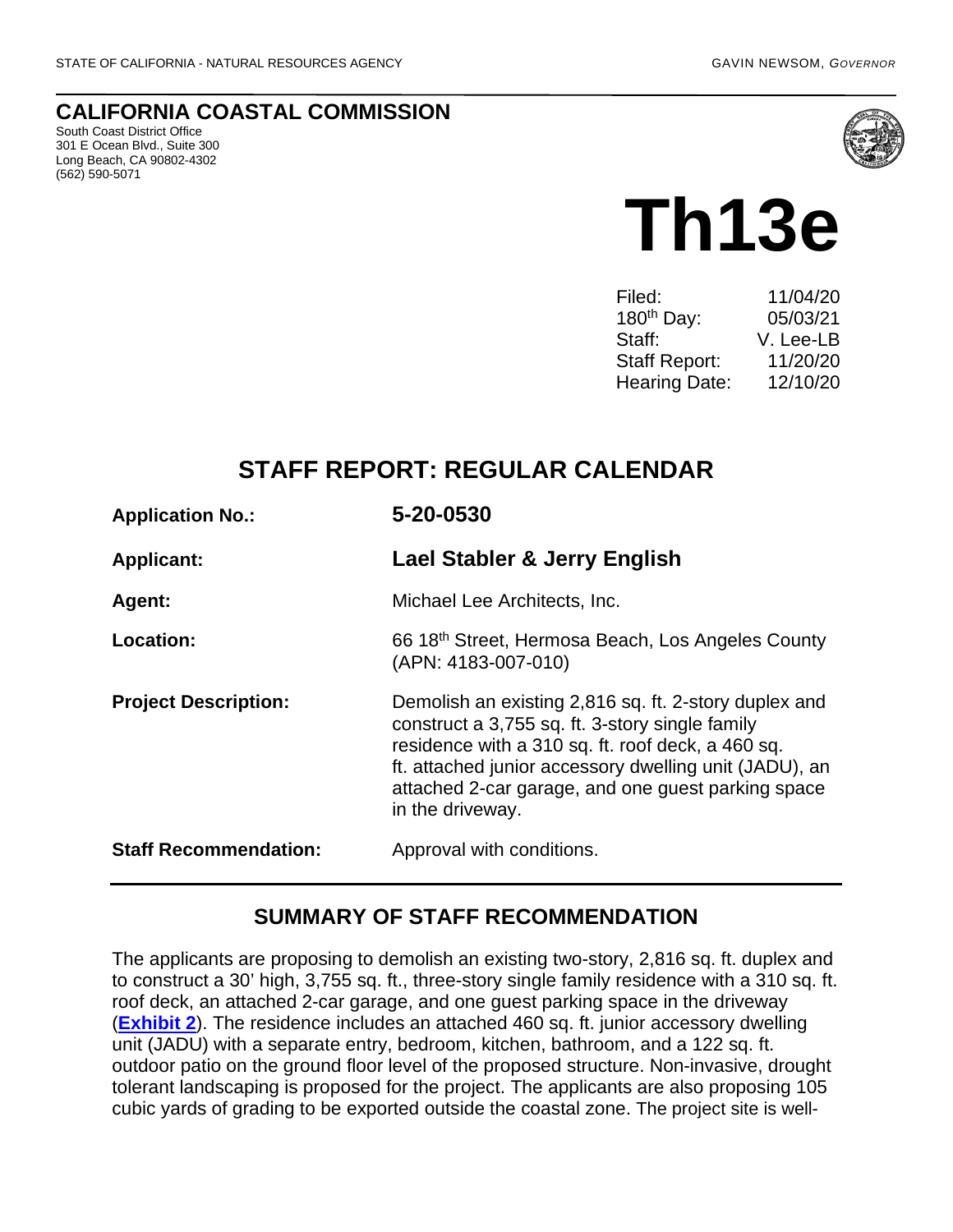STATE OF CALIFORNIA - NATURAL RESOURCES AGENCY

GAVIN NEWSOM, *GOVERNOR*

# CALIFORNIA COASTAL COMMISSION

South Coast District Office
301 E Ocean Blvd., Suite 300
Long Beach, CA 90802-4302
(562) 590-5071

# Th13e

| | |
|---|---|
| Filed: | 11/04/20 |
| 180th Day: | 05/03/21 |
| Staff: | V. Lee-LB |
| Staff Report: | 11/20/20 |
| Hearing Date: | 12/10/20 |

## STAFF REPORT: REGULAR CALENDAR

| | |
|---|---|
| **Application No.:** | **5-20-0530** |
| **Applicant:** | **Lael Stabler & Jerry English** |
| **Agent:** | Michael Lee Architects, Inc. |
| **Location:** | 66 18th Street, Hermosa Beach, Los Angeles County (APN: 4183-007-010) |
| **Project Description:** | Demolish an existing 2,816 sq. ft. 2-story duplex and construct a 3,755 sq. ft. 3-story single family residence with a 310 sq. ft. roof deck, a 460 sq. ft. attached junior accessory dwelling unit (JADU), an attached 2-car garage, and one guest parking space in the driveway. |
| **Staff Recommendation:** | Approval with conditions. |

## SUMMARY OF STAFF RECOMMENDATION

The applicants are proposing to demolish an existing two-story, 2,816 sq. ft. duplex and to construct a 30' high, 3,755 sq. ft., three-story single family residence with a 310 sq. ft. roof deck, an attached 2-car garage, and one guest parking space in the driveway (**Exhibit 2**). The residence includes an attached 460 sq. ft. junior accessory dwelling unit (JADU) with a separate entry, bedroom, kitchen, bathroom, and a 122 sq. ft. outdoor patio on the ground floor level of the proposed structure. Non-invasive, drought tolerant landscaping is proposed for the project. The applicants are also proposing 105 cubic yards of grading to be exported outside the coastal zone. The project site is well-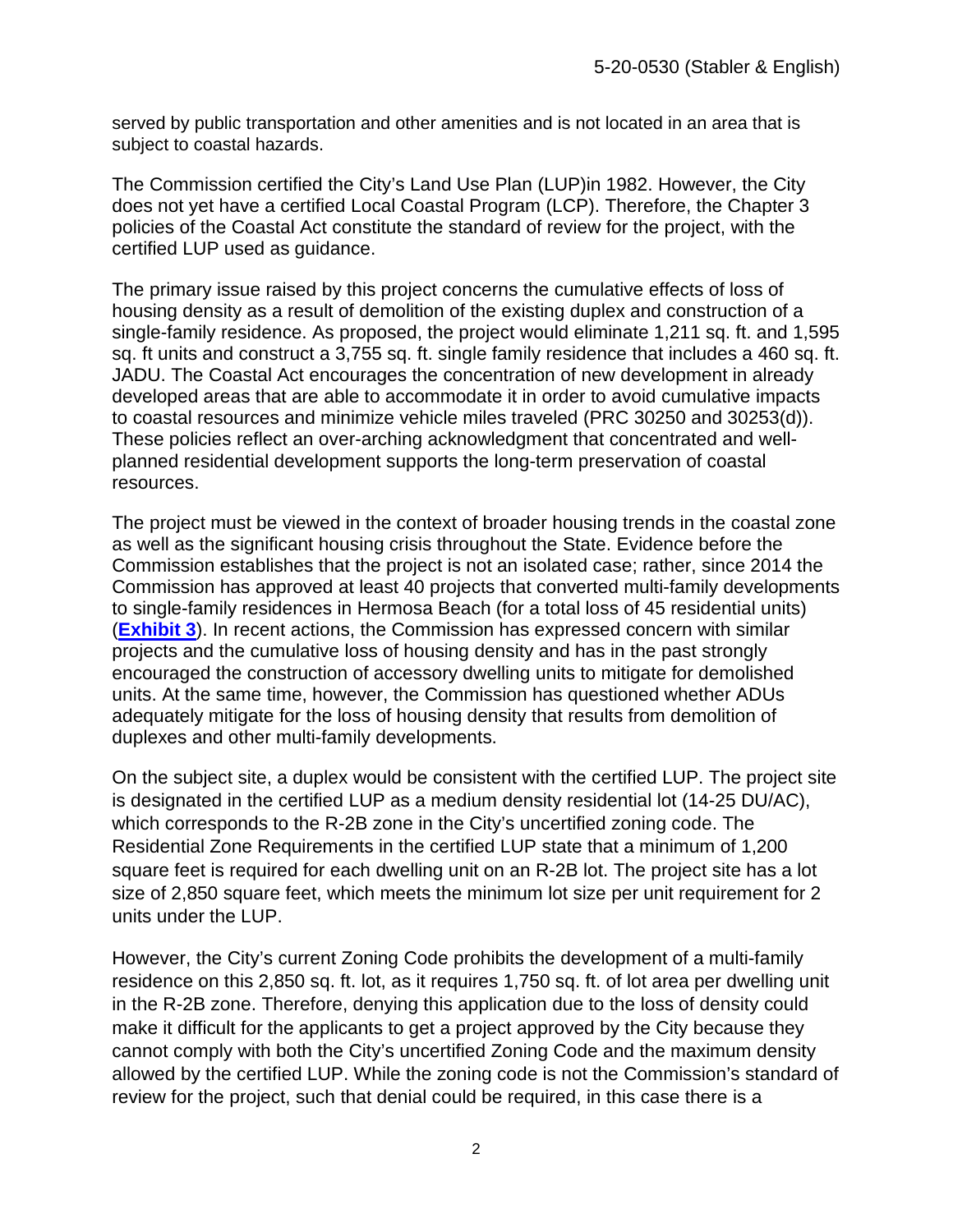served by public transportation and other amenities and is not located in an area that is subject to coastal hazards.

The Commission certified the City's Land Use Plan (LUP)in 1982. However, the City does not yet have a certified Local Coastal Program (LCP). Therefore, the Chapter 3 policies of the Coastal Act constitute the standard of review for the project, with the certified LUP used as guidance.

The primary issue raised by this project concerns the cumulative effects of loss of housing density as a result of demolition of the existing duplex and construction of a single-family residence. As proposed, the project would eliminate 1,211 sq. ft. and 1,595 sq. ft units and construct a 3,755 sq. ft. single family residence that includes a 460 sq. ft. JADU. The Coastal Act encourages the concentration of new development in already developed areas that are able to accommodate it in order to avoid cumulative impacts to coastal resources and minimize vehicle miles traveled (PRC 30250 and 30253(d)). These policies reflect an over-arching acknowledgment that concentrated and well-planned residential development supports the long-term preservation of coastal resources.

The project must be viewed in the context of broader housing trends in the coastal zone as well as the significant housing crisis throughout the State. Evidence before the Commission establishes that the project is not an isolated case; rather, since 2014 the Commission has approved at least 40 projects that converted multi-family developments to single-family residences in Hermosa Beach (for a total loss of 45 residential units) (**Exhibit 3**). In recent actions, the Commission has expressed concern with similar projects and the cumulative loss of housing density and has in the past strongly encouraged the construction of accessory dwelling units to mitigate for demolished units. At the same time, however, the Commission has questioned whether ADUs adequately mitigate for the loss of housing density that results from demolition of duplexes and other multi-family developments.

On the subject site, a duplex would be consistent with the certified LUP. The project site is designated in the certified LUP as a medium density residential lot (14-25 DU/AC), which corresponds to the R-2B zone in the City's uncertified zoning code. The Residential Zone Requirements in the certified LUP state that a minimum of 1,200 square feet is required for each dwelling unit on an R-2B lot. The project site has a lot size of 2,850 square feet, which meets the minimum lot size per unit requirement for 2 units under the LUP.

However, the City's current Zoning Code prohibits the development of a multi-family residence on this 2,850 sq. ft. lot, as it requires 1,750 sq. ft. of lot area per dwelling unit in the R-2B zone. Therefore, denying this application due to the loss of density could make it difficult for the applicants to get a project approved by the City because they cannot comply with both the City's uncertified Zoning Code and the maximum density allowed by the certified LUP. While the zoning code is not the Commission's standard of review for the project, such that denial could be required, in this case there is a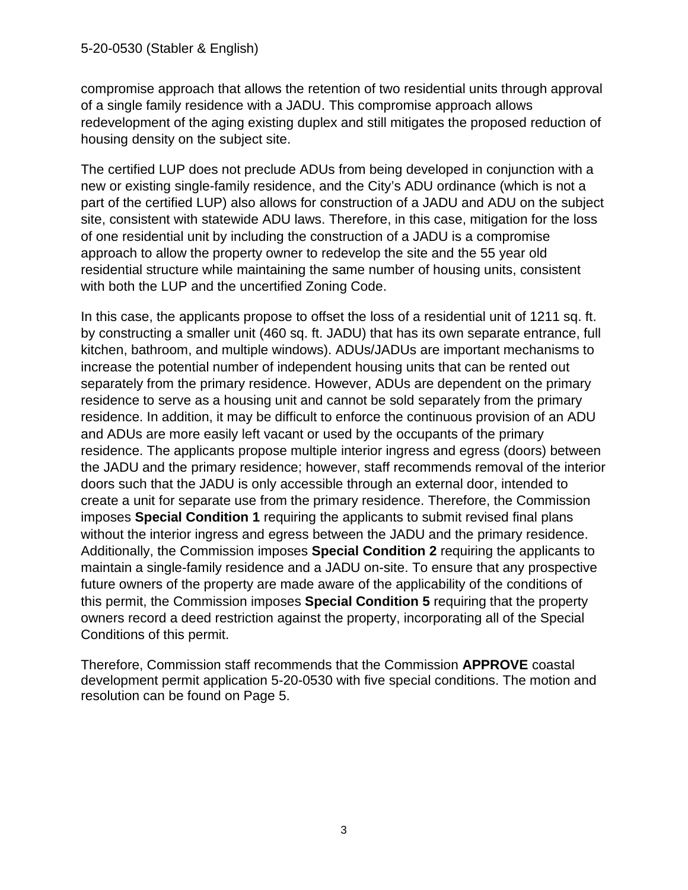compromise approach that allows the retention of two residential units through approval of a single family residence with a JADU. This compromise approach allows redevelopment of the aging existing duplex and still mitigates the proposed reduction of housing density on the subject site.

The certified LUP does not preclude ADUs from being developed in conjunction with a new or existing single-family residence, and the City's ADU ordinance (which is not a part of the certified LUP) also allows for construction of a JADU and ADU on the subject site, consistent with statewide ADU laws. Therefore, in this case, mitigation for the loss of one residential unit by including the construction of a JADU is a compromise approach to allow the property owner to redevelop the site and the 55 year old residential structure while maintaining the same number of housing units, consistent with both the LUP and the uncertified Zoning Code.

In this case, the applicants propose to offset the loss of a residential unit of 1211 sq. ft. by constructing a smaller unit (460 sq. ft. JADU) that has its own separate entrance, full kitchen, bathroom, and multiple windows). ADUs/JADUs are important mechanisms to increase the potential number of independent housing units that can be rented out separately from the primary residence. However, ADUs are dependent on the primary residence to serve as a housing unit and cannot be sold separately from the primary residence. In addition, it may be difficult to enforce the continuous provision of an ADU and ADUs are more easily left vacant or used by the occupants of the primary residence. The applicants propose multiple interior ingress and egress (doors) between the JADU and the primary residence; however, staff recommends removal of the interior doors such that the JADU is only accessible through an external door, intended to create a unit for separate use from the primary residence. Therefore, the Commission imposes **Special Condition 1** requiring the applicants to submit revised final plans without the interior ingress and egress between the JADU and the primary residence. Additionally, the Commission imposes **Special Condition 2** requiring the applicants to maintain a single-family residence and a JADU on-site. To ensure that any prospective future owners of the property are made aware of the applicability of the conditions of this permit, the Commission imposes **Special Condition 5** requiring that the property owners record a deed restriction against the property, incorporating all of the Special Conditions of this permit.

Therefore, Commission staff recommends that the Commission **APPROVE** coastal development permit application 5-20-0530 with five special conditions. The motion and resolution can be found on Page 5.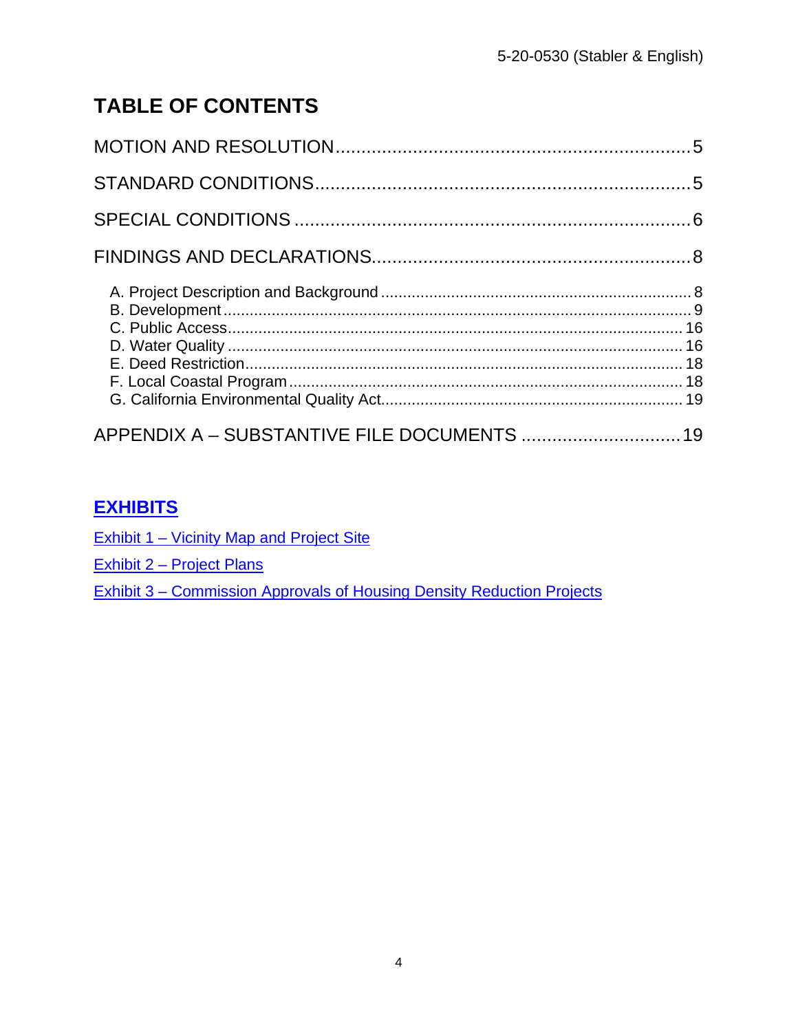# TABLE OF CONTENTS

MOTION AND RESOLUTION.....5

STANDARD CONDITIONS.....5

SPECIAL CONDITIONS.....6

FINDINGS AND DECLARATIONS.....8

- A. Project Description and Background.....8
- B. Development.....9
- C. Public Access.....16
- D. Water Quality.....16
- E. Deed Restriction.....18
- F. Local Coastal Program.....18
- G. California Environmental Quality Act.....19

APPENDIX A – SUBSTANTIVE FILE DOCUMENTS.....19

## EXHIBITS

Exhibit 1 – Vicinity Map and Project Site

Exhibit 2 – Project Plans

Exhibit 3 – Commission Approvals of Housing Density Reduction Projects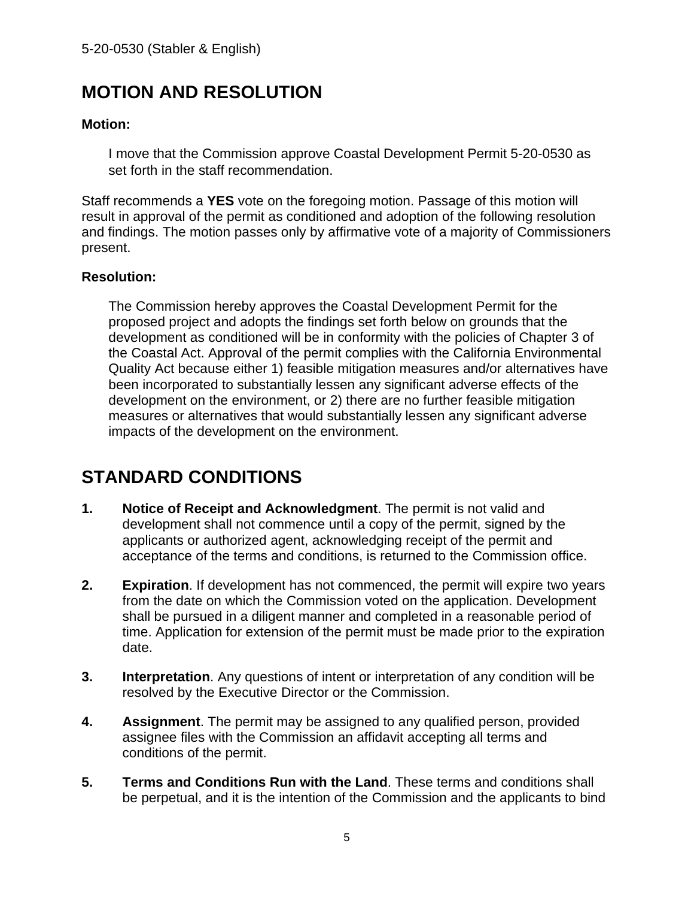## MOTION AND RESOLUTION

**Motion:**

> I move that the Commission approve Coastal Development Permit 5-20-0530 as set forth in the staff recommendation.

Staff recommends a **YES** vote on the foregoing motion. Passage of this motion will result in approval of the permit as conditioned and adoption of the following resolution and findings. The motion passes only by affirmative vote of a majority of Commissioners present.

**Resolution:**

> The Commission hereby approves the Coastal Development Permit for the proposed project and adopts the findings set forth below on grounds that the development as conditioned will be in conformity with the policies of Chapter 3 of the Coastal Act. Approval of the permit complies with the California Environmental Quality Act because either 1) feasible mitigation measures and/or alternatives have been incorporated to substantially lessen any significant adverse effects of the development on the environment, or 2) there are no further feasible mitigation measures or alternatives that would substantially lessen any significant adverse impacts of the development on the environment.

## STANDARD CONDITIONS

1. **Notice of Receipt and Acknowledgment**. The permit is not valid and development shall not commence until a copy of the permit, signed by the applicants or authorized agent, acknowledging receipt of the permit and acceptance of the terms and conditions, is returned to the Commission office.

2. **Expiration**. If development has not commenced, the permit will expire two years from the date on which the Commission voted on the application. Development shall be pursued in a diligent manner and completed in a reasonable period of time. Application for extension of the permit must be made prior to the expiration date.

3. **Interpretation**. Any questions of intent or interpretation of any condition will be resolved by the Executive Director or the Commission.

4. **Assignment**. The permit may be assigned to any qualified person, provided assignee files with the Commission an affidavit accepting all terms and conditions of the permit.

5. **Terms and Conditions Run with the Land**. These terms and conditions shall be perpetual, and it is the intention of the Commission and the applicants to bind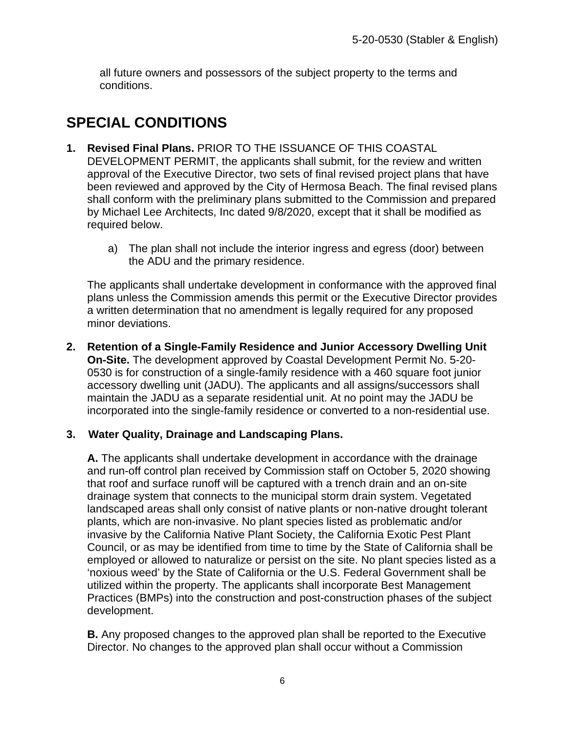all future owners and possessors of the subject property to the terms and conditions.

# SPECIAL CONDITIONS

**1. Revised Final Plans.** PRIOR TO THE ISSUANCE OF THIS COASTAL DEVELOPMENT PERMIT, the applicants shall submit, for the review and written approval of the Executive Director, two sets of final revised project plans that have been reviewed and approved by the City of Hermosa Beach. The final revised plans shall conform with the preliminary plans submitted to the Commission and prepared by Michael Lee Architects, Inc dated 9/8/2020, except that it shall be modified as required below.

   a) The plan shall not include the interior ingress and egress (door) between the ADU and the primary residence.

   The applicants shall undertake development in conformance with the approved final plans unless the Commission amends this permit or the Executive Director provides a written determination that no amendment is legally required for any proposed minor deviations.

**2. Retention of a Single-Family Residence and Junior Accessory Dwelling Unit On-Site.** The development approved by Coastal Development Permit No. 5-20-0530 is for construction of a single-family residence with a 460 square foot junior accessory dwelling unit (JADU). The applicants and all assigns/successors shall maintain the JADU as a separate residential unit. At no point may the JADU be incorporated into the single-family residence or converted to a non-residential use.

**3. Water Quality, Drainage and Landscaping Plans.**

   **A.** The applicants shall undertake development in accordance with the drainage and run-off control plan received by Commission staff on October 5, 2020 showing that roof and surface runoff will be captured with a trench drain and an on-site drainage system that connects to the municipal storm drain system. Vegetated landscaped areas shall only consist of native plants or non-native drought tolerant plants, which are non-invasive. No plant species listed as problematic and/or invasive by the California Native Plant Society, the California Exotic Pest Plant Council, or as may be identified from time to time by the State of California shall be employed or allowed to naturalize or persist on the site. No plant species listed as a 'noxious weed' by the State of California or the U.S. Federal Government shall be utilized within the property. The applicants shall incorporate Best Management Practices (BMPs) into the construction and post-construction phases of the subject development.

   **B.** Any proposed changes to the approved plan shall be reported to the Executive Director. No changes to the approved plan shall occur without a Commission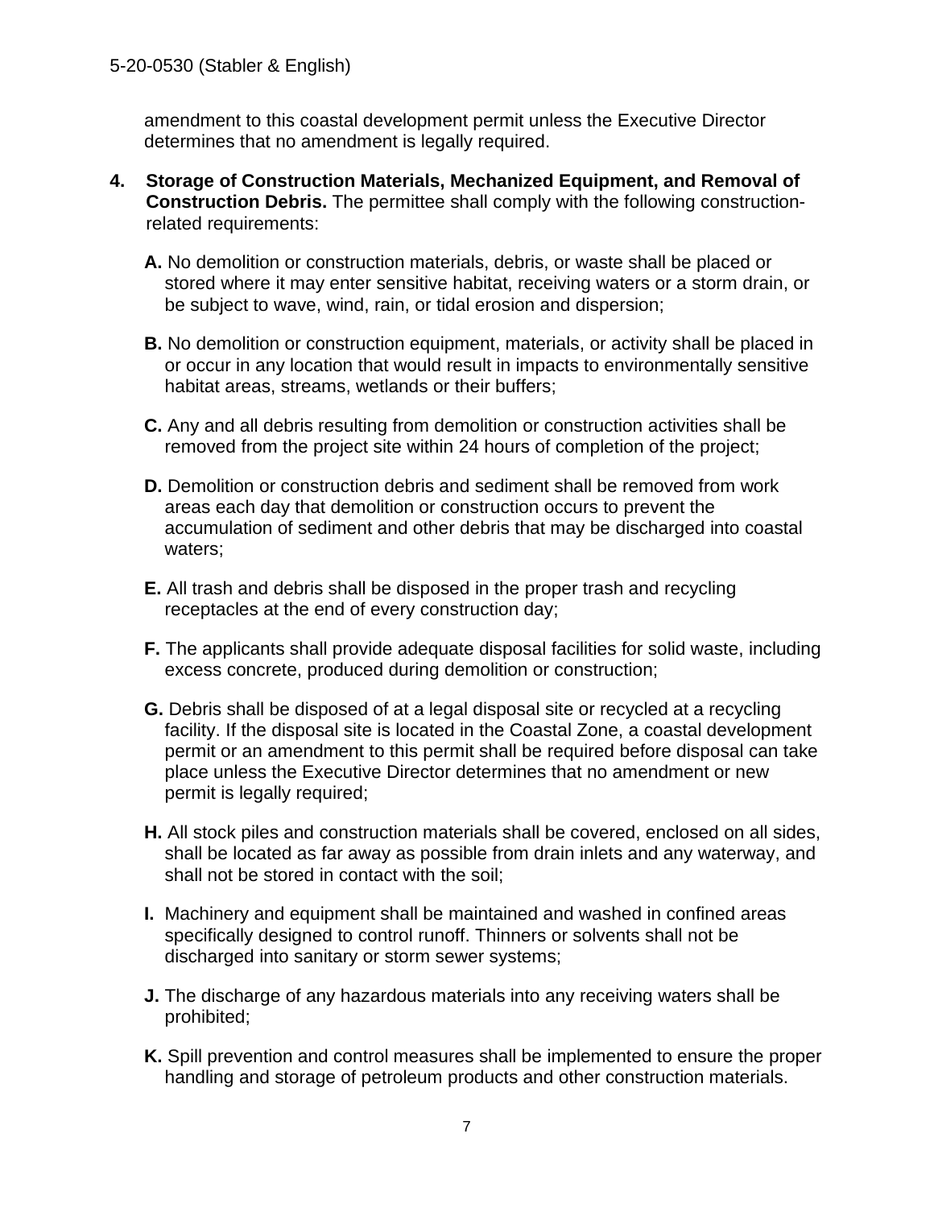amendment to this coastal development permit unless the Executive Director determines that no amendment is legally required.

4. **Storage of Construction Materials, Mechanized Equipment, and Removal of Construction Debris.** The permittee shall comply with the following construction-related requirements:

   **A.** No demolition or construction materials, debris, or waste shall be placed or stored where it may enter sensitive habitat, receiving waters or a storm drain, or be subject to wave, wind, rain, or tidal erosion and dispersion;

   **B.** No demolition or construction equipment, materials, or activity shall be placed in or occur in any location that would result in impacts to environmentally sensitive habitat areas, streams, wetlands or their buffers;

   **C.** Any and all debris resulting from demolition or construction activities shall be removed from the project site within 24 hours of completion of the project;

   **D.** Demolition or construction debris and sediment shall be removed from work areas each day that demolition or construction occurs to prevent the accumulation of sediment and other debris that may be discharged into coastal waters;

   **E.** All trash and debris shall be disposed in the proper trash and recycling receptacles at the end of every construction day;

   **F.** The applicants shall provide adequate disposal facilities for solid waste, including excess concrete, produced during demolition or construction;

   **G.** Debris shall be disposed of at a legal disposal site or recycled at a recycling facility. If the disposal site is located in the Coastal Zone, a coastal development permit or an amendment to this permit shall be required before disposal can take place unless the Executive Director determines that no amendment or new permit is legally required;

   **H.** All stock piles and construction materials shall be covered, enclosed on all sides, shall be located as far away as possible from drain inlets and any waterway, and shall not be stored in contact with the soil;

   **I.** Machinery and equipment shall be maintained and washed in confined areas specifically designed to control runoff. Thinners or solvents shall not be discharged into sanitary or storm sewer systems;

   **J.** The discharge of any hazardous materials into any receiving waters shall be prohibited;

   **K.** Spill prevention and control measures shall be implemented to ensure the proper handling and storage of petroleum products and other construction materials.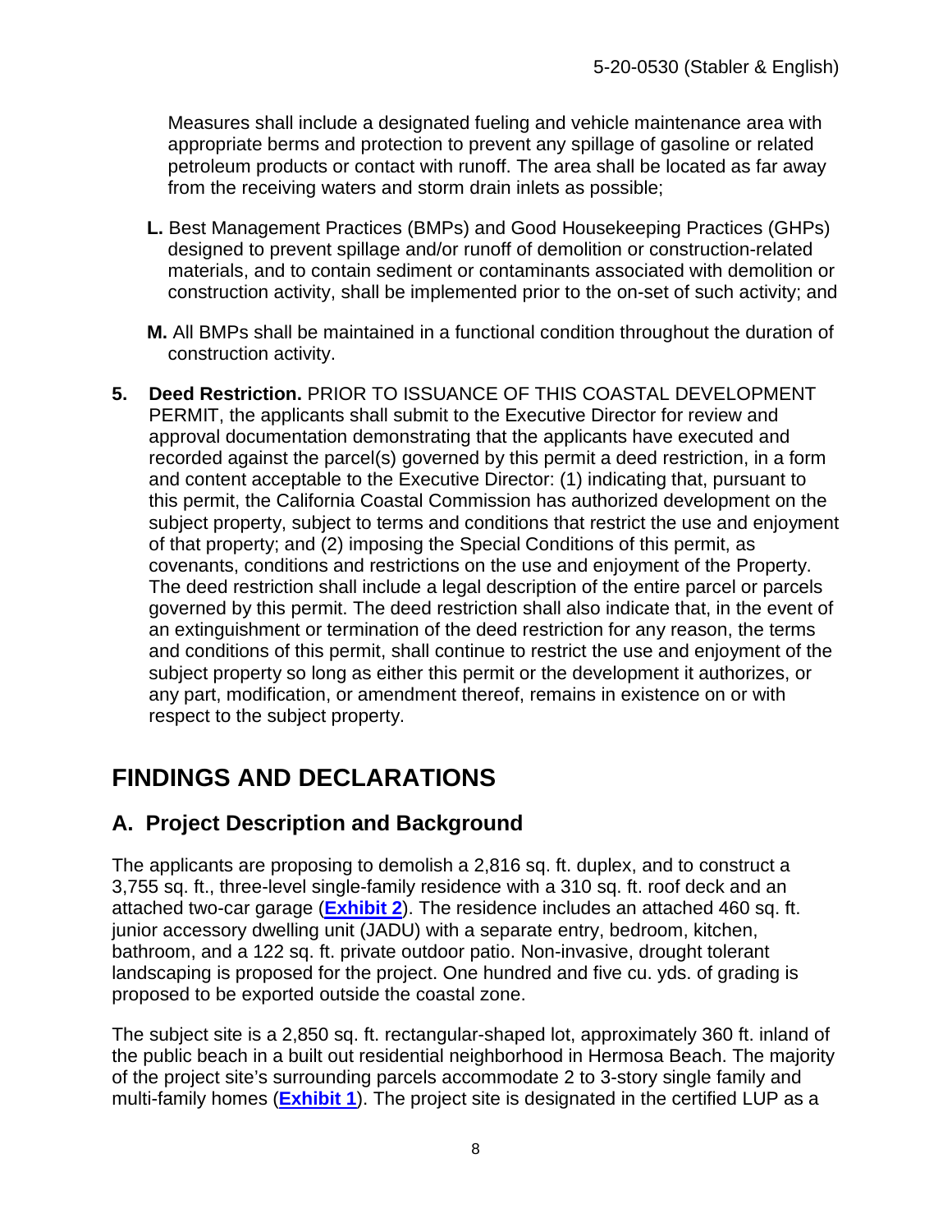Measures shall include a designated fueling and vehicle maintenance area with appropriate berms and protection to prevent any spillage of gasoline or related petroleum products or contact with runoff. The area shall be located as far away from the receiving waters and storm drain inlets as possible;

**L.** Best Management Practices (BMPs) and Good Housekeeping Practices (GHPs) designed to prevent spillage and/or runoff of demolition or construction-related materials, and to contain sediment or contaminants associated with demolition or construction activity, shall be implemented prior to the on-set of such activity; and

**M.** All BMPs shall be maintained in a functional condition throughout the duration of construction activity.

**5. Deed Restriction.** PRIOR TO ISSUANCE OF THIS COASTAL DEVELOPMENT PERMIT, the applicants shall submit to the Executive Director for review and approval documentation demonstrating that the applicants have executed and recorded against the parcel(s) governed by this permit a deed restriction, in a form and content acceptable to the Executive Director: (1) indicating that, pursuant to this permit, the California Coastal Commission has authorized development on the subject property, subject to terms and conditions that restrict the use and enjoyment of that property; and (2) imposing the Special Conditions of this permit, as covenants, conditions and restrictions on the use and enjoyment of the Property. The deed restriction shall include a legal description of the entire parcel or parcels governed by this permit. The deed restriction shall also indicate that, in the event of an extinguishment or termination of the deed restriction for any reason, the terms and conditions of this permit, shall continue to restrict the use and enjoyment of the subject property so long as either this permit or the development it authorizes, or any part, modification, or amendment thereof, remains in existence on or with respect to the subject property.

# FINDINGS AND DECLARATIONS

## A. Project Description and Background

The applicants are proposing to demolish a 2,816 sq. ft. duplex, and to construct a 3,755 sq. ft., three-level single-family residence with a 310 sq. ft. roof deck and an attached two-car garage (**Exhibit 2**). The residence includes an attached 460 sq. ft. junior accessory dwelling unit (JADU) with a separate entry, bedroom, kitchen, bathroom, and a 122 sq. ft. private outdoor patio. Non-invasive, drought tolerant landscaping is proposed for the project. One hundred and five cu. yds. of grading is proposed to be exported outside the coastal zone.

The subject site is a 2,850 sq. ft. rectangular-shaped lot, approximately 360 ft. inland of the public beach in a built out residential neighborhood in Hermosa Beach. The majority of the project site's surrounding parcels accommodate 2 to 3-story single family and multi-family homes (**Exhibit 1**). The project site is designated in the certified LUP as a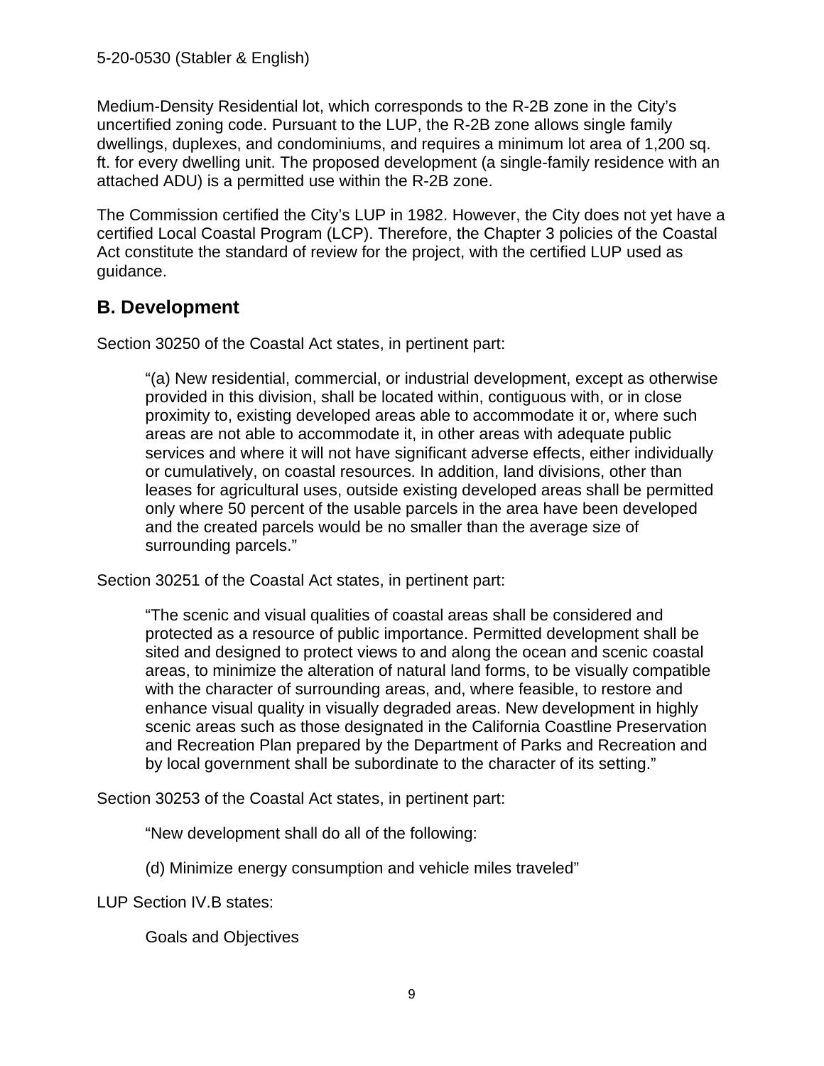Medium-Density Residential lot, which corresponds to the R-2B zone in the City's uncertified zoning code. Pursuant to the LUP, the R-2B zone allows single family dwellings, duplexes, and condominiums, and requires a minimum lot area of 1,200 sq. ft. for every dwelling unit. The proposed development (a single-family residence with an attached ADU) is a permitted use within the R-2B zone.

The Commission certified the City's LUP in 1982. However, the City does not yet have a certified Local Coastal Program (LCP). Therefore, the Chapter 3 policies of the Coastal Act constitute the standard of review for the project, with the certified LUP used as guidance.

## B. Development

Section 30250 of the Coastal Act states, in pertinent part:

> "(a) New residential, commercial, or industrial development, except as otherwise provided in this division, shall be located within, contiguous with, or in close proximity to, existing developed areas able to accommodate it or, where such areas are not able to accommodate it, in other areas with adequate public services and where it will not have significant adverse effects, either individually or cumulatively, on coastal resources. In addition, land divisions, other than leases for agricultural uses, outside existing developed areas shall be permitted only where 50 percent of the usable parcels in the area have been developed and the created parcels would be no smaller than the average size of surrounding parcels."

Section 30251 of the Coastal Act states, in pertinent part:

> "The scenic and visual qualities of coastal areas shall be considered and protected as a resource of public importance. Permitted development shall be sited and designed to protect views to and along the ocean and scenic coastal areas, to minimize the alteration of natural land forms, to be visually compatible with the character of surrounding areas, and, where feasible, to restore and enhance visual quality in visually degraded areas. New development in highly scenic areas such as those designated in the California Coastline Preservation and Recreation Plan prepared by the Department of Parks and Recreation and by local government shall be subordinate to the character of its setting."

Section 30253 of the Coastal Act states, in pertinent part:

> "New development shall do all of the following:
>
> (d) Minimize energy consumption and vehicle miles traveled"

LUP Section IV.B states:

> Goals and Objectives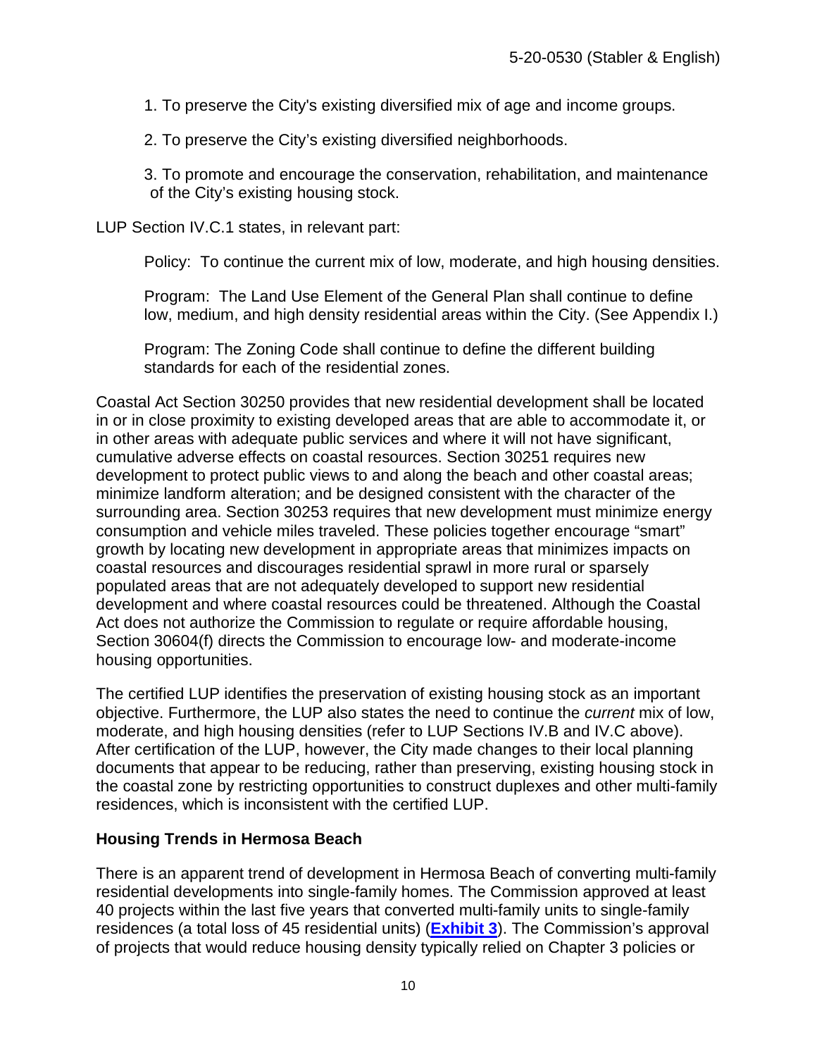1. To preserve the City's existing diversified mix of age and income groups.

2. To preserve the City's existing diversified neighborhoods.

3. To promote and encourage the conservation, rehabilitation, and maintenance of the City's existing housing stock.

LUP Section IV.C.1 states, in relevant part:

> Policy: To continue the current mix of low, moderate, and high housing densities.
>
> Program: The Land Use Element of the General Plan shall continue to define low, medium, and high density residential areas within the City. (See Appendix I.)
>
> Program: The Zoning Code shall continue to define the different building standards for each of the residential zones.

Coastal Act Section 30250 provides that new residential development shall be located in or in close proximity to existing developed areas that are able to accommodate it, or in other areas with adequate public services and where it will not have significant, cumulative adverse effects on coastal resources. Section 30251 requires new development to protect public views to and along the beach and other coastal areas; minimize landform alteration; and be designed consistent with the character of the surrounding area. Section 30253 requires that new development must minimize energy consumption and vehicle miles traveled. These policies together encourage "smart" growth by locating new development in appropriate areas that minimizes impacts on coastal resources and discourages residential sprawl in more rural or sparsely populated areas that are not adequately developed to support new residential development and where coastal resources could be threatened. Although the Coastal Act does not authorize the Commission to regulate or require affordable housing, Section 30604(f) directs the Commission to encourage low- and moderate-income housing opportunities.

The certified LUP identifies the preservation of existing housing stock as an important objective. Furthermore, the LUP also states the need to continue the *current* mix of low, moderate, and high housing densities (refer to LUP Sections IV.B and IV.C above). After certification of the LUP, however, the City made changes to their local planning documents that appear to be reducing, rather than preserving, existing housing stock in the coastal zone by restricting opportunities to construct duplexes and other multi-family residences, which is inconsistent with the certified LUP.

### Housing Trends in Hermosa Beach

There is an apparent trend of development in Hermosa Beach of converting multi-family residential developments into single-family homes. The Commission approved at least 40 projects within the last five years that converted multi-family units to single-family residences (a total loss of 45 residential units) (**Exhibit 3**). The Commission's approval of projects that would reduce housing density typically relied on Chapter 3 policies or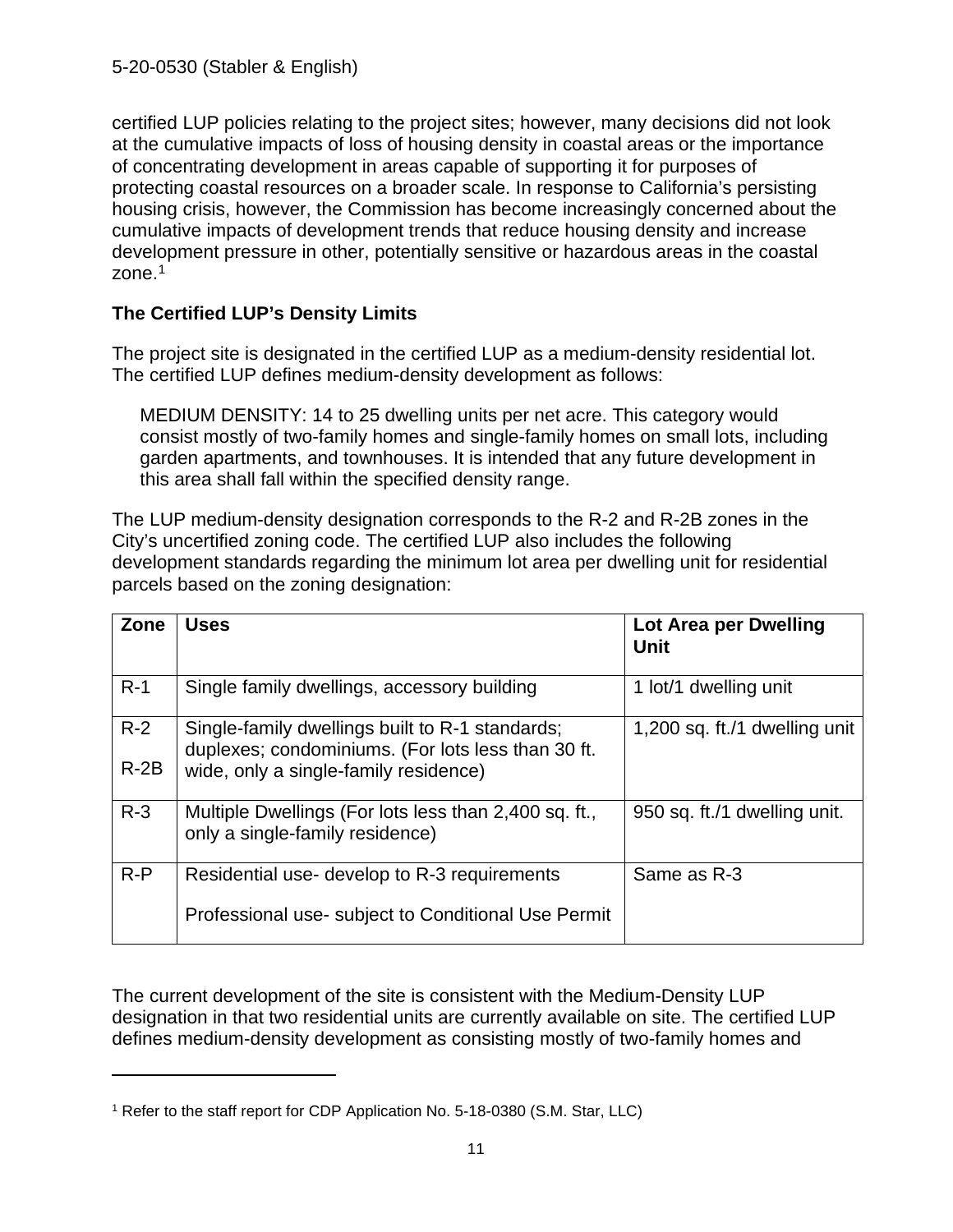certified LUP policies relating to the project sites; however, many decisions did not look at the cumulative impacts of loss of housing density in coastal areas or the importance of concentrating development in areas capable of supporting it for purposes of protecting coastal resources on a broader scale. In response to California's persisting housing crisis, however, the Commission has become increasingly concerned about the cumulative impacts of development trends that reduce housing density and increase development pressure in other, potentially sensitive or hazardous areas in the coastal zone.[1]

**The Certified LUP's Density Limits**

The project site is designated in the certified LUP as a medium-density residential lot. The certified LUP defines medium-density development as follows:

> MEDIUM DENSITY: 14 to 25 dwelling units per net acre. This category would consist mostly of two-family homes and single-family homes on small lots, including garden apartments, and townhouses. It is intended that any future development in this area shall fall within the specified density range.

The LUP medium-density designation corresponds to the R-2 and R-2B zones in the City's uncertified zoning code. The certified LUP also includes the following development standards regarding the minimum lot area per dwelling unit for residential parcels based on the zoning designation:

| Zone | Uses | Lot Area per Dwelling Unit |
|---|---|---|
| R-1 | Single family dwellings, accessory building | 1 lot/1 dwelling unit |
| R-2<br>R-2B | Single-family dwellings built to R-1 standards; duplexes; condominiums. (For lots less than 30 ft. wide, only a single-family residence) | 1,200 sq. ft./1 dwelling unit |
| R-3 | Multiple Dwellings (For lots less than 2,400 sq. ft., only a single-family residence) | 950 sq. ft./1 dwelling unit. |
| R-P | Residential use- develop to R-3 requirements<br>Professional use- subject to Conditional Use Permit | Same as R-3 |

The current development of the site is consistent with the Medium-Density LUP designation in that two residential units are currently available on site. The certified LUP defines medium-density development as consisting mostly of two-family homes and

---

[1] Refer to the staff report for CDP Application No. 5-18-0380 (S.M. Star, LLC)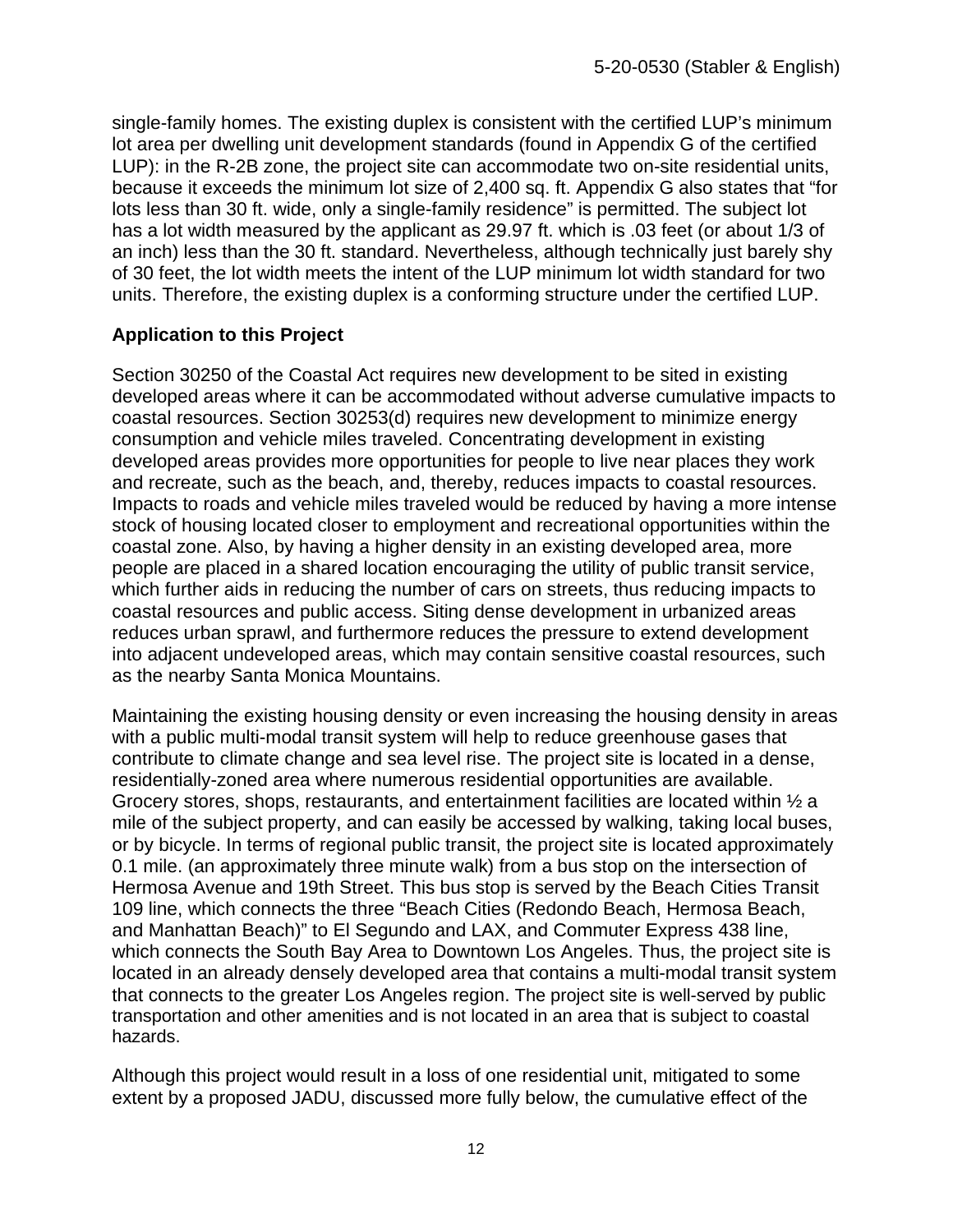single-family homes. The existing duplex is consistent with the certified LUP's minimum lot area per dwelling unit development standards (found in Appendix G of the certified LUP): in the R-2B zone, the project site can accommodate two on-site residential units, because it exceeds the minimum lot size of 2,400 sq. ft. Appendix G also states that "for lots less than 30 ft. wide, only a single-family residence" is permitted. The subject lot has a lot width measured by the applicant as 29.97 ft. which is .03 feet (or about 1/3 of an inch) less than the 30 ft. standard. Nevertheless, although technically just barely shy of 30 feet, the lot width meets the intent of the LUP minimum lot width standard for two units. Therefore, the existing duplex is a conforming structure under the certified LUP.

**Application to this Project**

Section 30250 of the Coastal Act requires new development to be sited in existing developed areas where it can be accommodated without adverse cumulative impacts to coastal resources. Section 30253(d) requires new development to minimize energy consumption and vehicle miles traveled. Concentrating development in existing developed areas provides more opportunities for people to live near places they work and recreate, such as the beach, and, thereby, reduces impacts to coastal resources. Impacts to roads and vehicle miles traveled would be reduced by having a more intense stock of housing located closer to employment and recreational opportunities within the coastal zone. Also, by having a higher density in an existing developed area, more people are placed in a shared location encouraging the utility of public transit service, which further aids in reducing the number of cars on streets, thus reducing impacts to coastal resources and public access. Siting dense development in urbanized areas reduces urban sprawl, and furthermore reduces the pressure to extend development into adjacent undeveloped areas, which may contain sensitive coastal resources, such as the nearby Santa Monica Mountains.

Maintaining the existing housing density or even increasing the housing density in areas with a public multi-modal transit system will help to reduce greenhouse gases that contribute to climate change and sea level rise. The project site is located in a dense, residentially-zoned area where numerous residential opportunities are available. Grocery stores, shops, restaurants, and entertainment facilities are located within ½ a mile of the subject property, and can easily be accessed by walking, taking local buses, or by bicycle. In terms of regional public transit, the project site is located approximately 0.1 mile. (an approximately three minute walk) from a bus stop on the intersection of Hermosa Avenue and 19th Street. This bus stop is served by the Beach Cities Transit 109 line, which connects the three "Beach Cities (Redondo Beach, Hermosa Beach, and Manhattan Beach)" to El Segundo and LAX, and Commuter Express 438 line, which connects the South Bay Area to Downtown Los Angeles. Thus, the project site is located in an already densely developed area that contains a multi-modal transit system that connects to the greater Los Angeles region. The project site is well-served by public transportation and other amenities and is not located in an area that is subject to coastal hazards.

Although this project would result in a loss of one residential unit, mitigated to some extent by a proposed JADU, discussed more fully below, the cumulative effect of the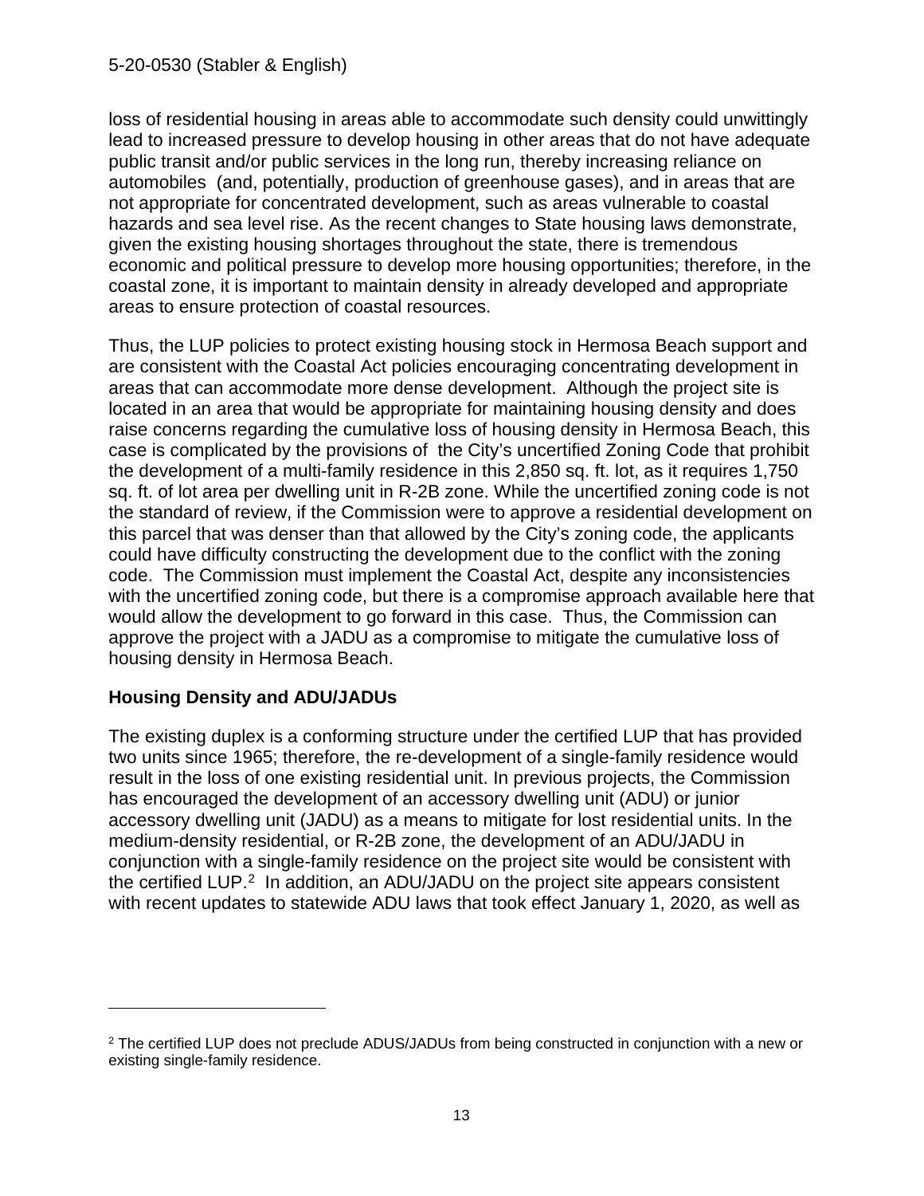loss of residential housing in areas able to accommodate such density could unwittingly lead to increased pressure to develop housing in other areas that do not have adequate public transit and/or public services in the long run, thereby increasing reliance on automobiles (and, potentially, production of greenhouse gases), and in areas that are not appropriate for concentrated development, such as areas vulnerable to coastal hazards and sea level rise. As the recent changes to State housing laws demonstrate, given the existing housing shortages throughout the state, there is tremendous economic and political pressure to develop more housing opportunities; therefore, in the coastal zone, it is important to maintain density in already developed and appropriate areas to ensure protection of coastal resources.

Thus, the LUP policies to protect existing housing stock in Hermosa Beach support and are consistent with the Coastal Act policies encouraging concentrating development in areas that can accommodate more dense development. Although the project site is located in an area that would be appropriate for maintaining housing density and does raise concerns regarding the cumulative loss of housing density in Hermosa Beach, this case is complicated by the provisions of the City's uncertified Zoning Code that prohibit the development of a multi-family residence in this 2,850 sq. ft. lot, as it requires 1,750 sq. ft. of lot area per dwelling unit in R-2B zone. While the uncertified zoning code is not the standard of review, if the Commission were to approve a residential development on this parcel that was denser than that allowed by the City's zoning code, the applicants could have difficulty constructing the development due to the conflict with the zoning code. The Commission must implement the Coastal Act, despite any inconsistencies with the uncertified zoning code, but there is a compromise approach available here that would allow the development to go forward in this case. Thus, the Commission can approve the project with a JADU as a compromise to mitigate the cumulative loss of housing density in Hermosa Beach.

**Housing Density and ADU/JADUs**

The existing duplex is a conforming structure under the certified LUP that has provided two units since 1965; therefore, the re-development of a single-family residence would result in the loss of one existing residential unit. In previous projects, the Commission has encouraged the development of an accessory dwelling unit (ADU) or junior accessory dwelling unit (JADU) as a means to mitigate for lost residential units. In the medium-density residential, or R-2B zone, the development of an ADU/JADU in conjunction with a single-family residence on the project site would be consistent with the certified LUP.[2] In addition, an ADU/JADU on the project site appears consistent with recent updates to statewide ADU laws that took effect January 1, 2020, as well as

[2] The certified LUP does not preclude ADUS/JADUs from being constructed in conjunction with a new or existing single-family residence.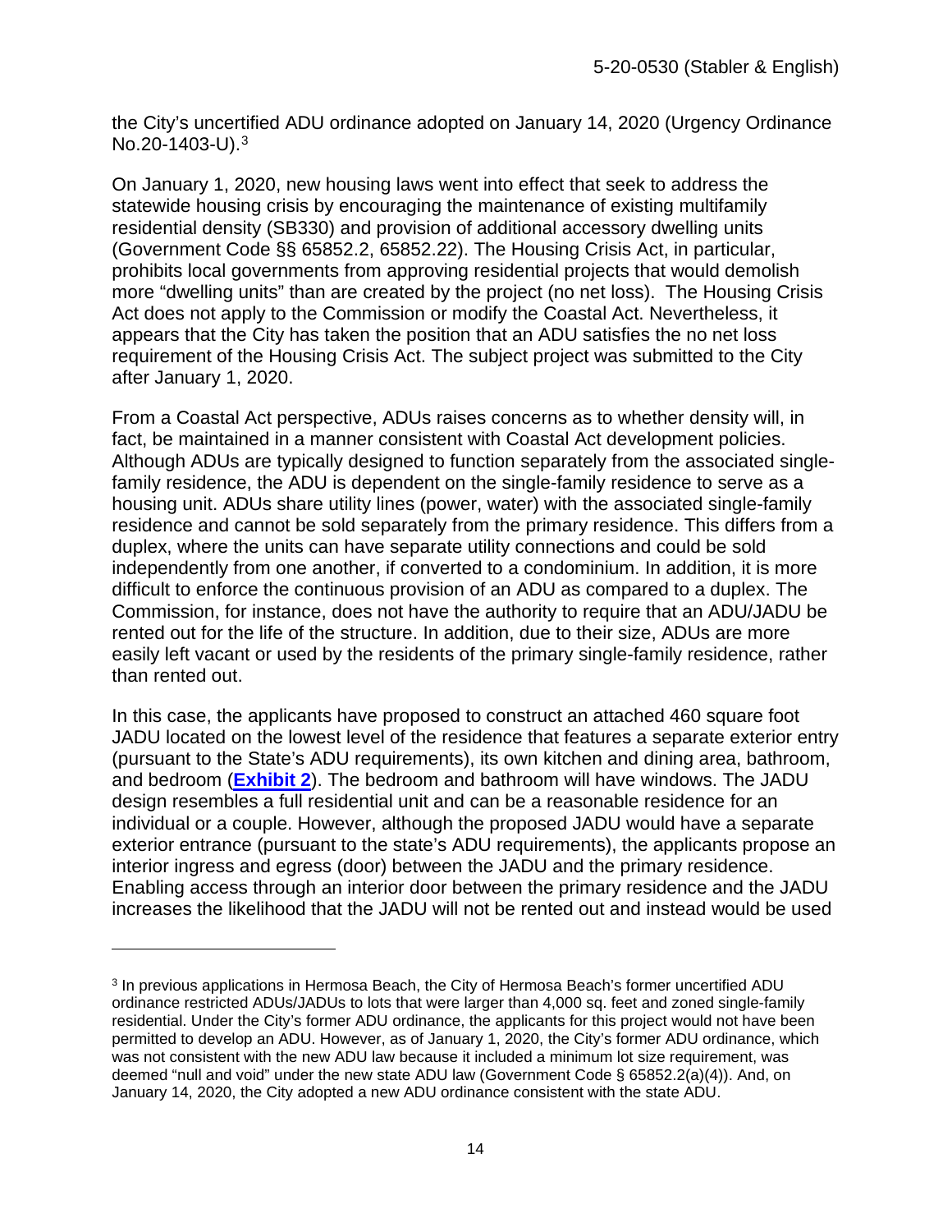the City's uncertified ADU ordinance adopted on January 14, 2020 (Urgency Ordinance No.20-1403-U).[3]

On January 1, 2020, new housing laws went into effect that seek to address the statewide housing crisis by encouraging the maintenance of existing multifamily residential density (SB330) and provision of additional accessory dwelling units (Government Code §§ 65852.2, 65852.22). The Housing Crisis Act, in particular, prohibits local governments from approving residential projects that would demolish more "dwelling units" than are created by the project (no net loss). The Housing Crisis Act does not apply to the Commission or modify the Coastal Act. Nevertheless, it appears that the City has taken the position that an ADU satisfies the no net loss requirement of the Housing Crisis Act. The subject project was submitted to the City after January 1, 2020.

From a Coastal Act perspective, ADUs raises concerns as to whether density will, in fact, be maintained in a manner consistent with Coastal Act development policies. Although ADUs are typically designed to function separately from the associated single-family residence, the ADU is dependent on the single-family residence to serve as a housing unit. ADUs share utility lines (power, water) with the associated single-family residence and cannot be sold separately from the primary residence. This differs from a duplex, where the units can have separate utility connections and could be sold independently from one another, if converted to a condominium. In addition, it is more difficult to enforce the continuous provision of an ADU as compared to a duplex. The Commission, for instance, does not have the authority to require that an ADU/JADU be rented out for the life of the structure. In addition, due to their size, ADUs are more easily left vacant or used by the residents of the primary single-family residence, rather than rented out.

In this case, the applicants have proposed to construct an attached 460 square foot JADU located on the lowest level of the residence that features a separate exterior entry (pursuant to the State's ADU requirements), its own kitchen and dining area, bathroom, and bedroom (**Exhibit 2**). The bedroom and bathroom will have windows. The JADU design resembles a full residential unit and can be a reasonable residence for an individual or a couple. However, although the proposed JADU would have a separate exterior entrance (pursuant to the state's ADU requirements), the applicants propose an interior ingress and egress (door) between the JADU and the primary residence. Enabling access through an interior door between the primary residence and the JADU increases the likelihood that the JADU will not be rented out and instead would be used

---

[3] In previous applications in Hermosa Beach, the City of Hermosa Beach's former uncertified ADU ordinance restricted ADUs/JADUs to lots that were larger than 4,000 sq. feet and zoned single-family residential. Under the City's former ADU ordinance, the applicants for this project would not have been permitted to develop an ADU. However, as of January 1, 2020, the City's former ADU ordinance, which was not consistent with the new ADU law because it included a minimum lot size requirement, was deemed "null and void" under the new state ADU law (Government Code § 65852.2(a)(4)). And, on January 14, 2020, the City adopted a new ADU ordinance consistent with the state ADU.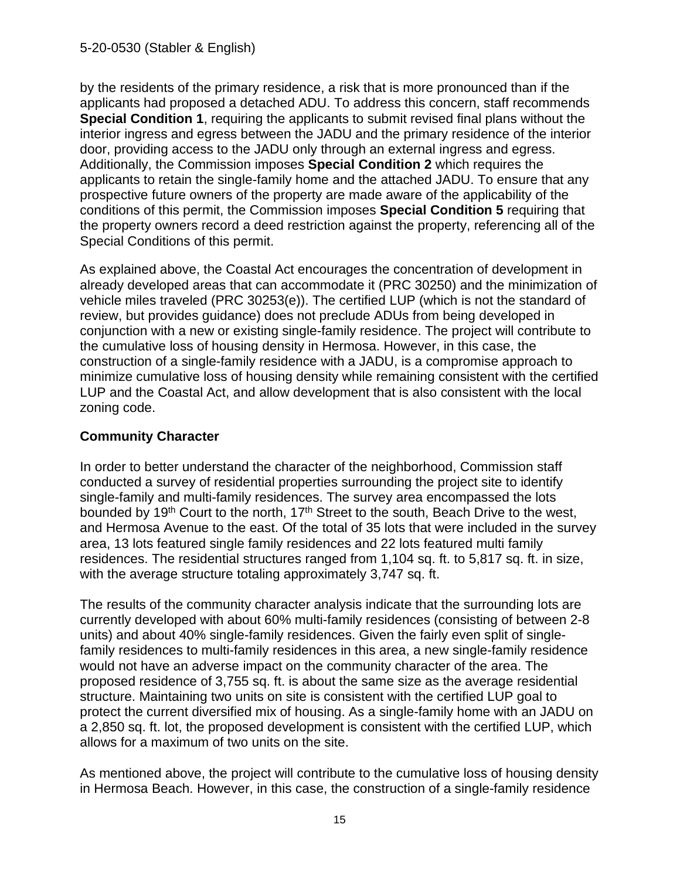by the residents of the primary residence, a risk that is more pronounced than if the applicants had proposed a detached ADU. To address this concern, staff recommends **Special Condition 1**, requiring the applicants to submit revised final plans without the interior ingress and egress between the JADU and the primary residence of the interior door, providing access to the JADU only through an external ingress and egress. Additionally, the Commission imposes **Special Condition 2** which requires the applicants to retain the single-family home and the attached JADU. To ensure that any prospective future owners of the property are made aware of the applicability of the conditions of this permit, the Commission imposes **Special Condition 5** requiring that the property owners record a deed restriction against the property, referencing all of the Special Conditions of this permit.

As explained above, the Coastal Act encourages the concentration of development in already developed areas that can accommodate it (PRC 30250) and the minimization of vehicle miles traveled (PRC 30253(e)). The certified LUP (which is not the standard of review, but provides guidance) does not preclude ADUs from being developed in conjunction with a new or existing single-family residence. The project will contribute to the cumulative loss of housing density in Hermosa. However, in this case, the construction of a single-family residence with a JADU, is a compromise approach to minimize cumulative loss of housing density while remaining consistent with the certified LUP and the Coastal Act, and allow development that is also consistent with the local zoning code.

**Community Character**

In order to better understand the character of the neighborhood, Commission staff conducted a survey of residential properties surrounding the project site to identify single-family and multi-family residences. The survey area encompassed the lots bounded by 19th Court to the north, 17th Street to the south, Beach Drive to the west, and Hermosa Avenue to the east. Of the total of 35 lots that were included in the survey area, 13 lots featured single family residences and 22 lots featured multi family residences. The residential structures ranged from 1,104 sq. ft. to 5,817 sq. ft. in size, with the average structure totaling approximately 3,747 sq. ft.

The results of the community character analysis indicate that the surrounding lots are currently developed with about 60% multi-family residences (consisting of between 2-8 units) and about 40% single-family residences. Given the fairly even split of single-family residences to multi-family residences in this area, a new single-family residence would not have an adverse impact on the community character of the area. The proposed residence of 3,755 sq. ft. is about the same size as the average residential structure. Maintaining two units on site is consistent with the certified LUP goal to protect the current diversified mix of housing. As a single-family home with an JADU on a 2,850 sq. ft. lot, the proposed development is consistent with the certified LUP, which allows for a maximum of two units on the site.

As mentioned above, the project will contribute to the cumulative loss of housing density in Hermosa Beach. However, in this case, the construction of a single-family residence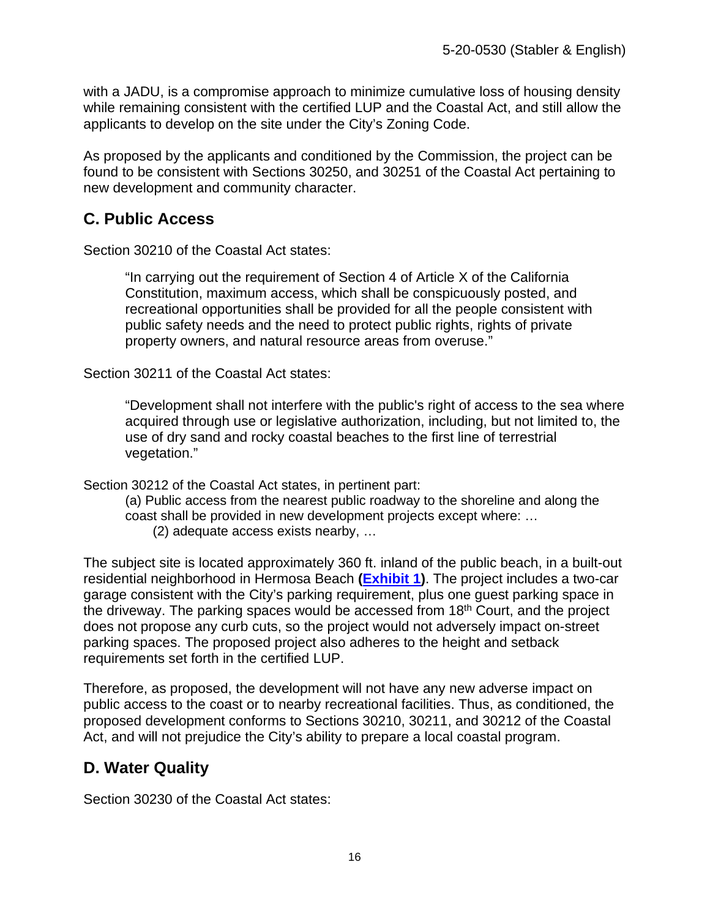with a JADU, is a compromise approach to minimize cumulative loss of housing density while remaining consistent with the certified LUP and the Coastal Act, and still allow the applicants to develop on the site under the City's Zoning Code.

As proposed by the applicants and conditioned by the Commission, the project can be found to be consistent with Sections 30250, and 30251 of the Coastal Act pertaining to new development and community character.

## C. Public Access

Section 30210 of the Coastal Act states:

> "In carrying out the requirement of Section 4 of Article X of the California Constitution, maximum access, which shall be conspicuously posted, and recreational opportunities shall be provided for all the people consistent with public safety needs and the need to protect public rights, rights of private property owners, and natural resource areas from overuse."

Section 30211 of the Coastal Act states:

> "Development shall not interfere with the public's right of access to the sea where acquired through use or legislative authorization, including, but not limited to, the use of dry sand and rocky coastal beaches to the first line of terrestrial vegetation."

Section 30212 of the Coastal Act states, in pertinent part:

> (a) Public access from the nearest public roadway to the shoreline and along the coast shall be provided in new development projects except where: …
>
> (2) adequate access exists nearby, …

The subject site is located approximately 360 ft. inland of the public beach, in a built-out residential neighborhood in Hermosa Beach **(Exhibit 1)**. The project includes a two-car garage consistent with the City's parking requirement, plus one guest parking space in the driveway. The parking spaces would be accessed from 18th Court, and the project does not propose any curb cuts, so the project would not adversely impact on-street parking spaces. The proposed project also adheres to the height and setback requirements set forth in the certified LUP.

Therefore, as proposed, the development will not have any new adverse impact on public access to the coast or to nearby recreational facilities. Thus, as conditioned, the proposed development conforms to Sections 30210, 30211, and 30212 of the Coastal Act, and will not prejudice the City's ability to prepare a local coastal program.

## D. Water Quality

Section 30230 of the Coastal Act states: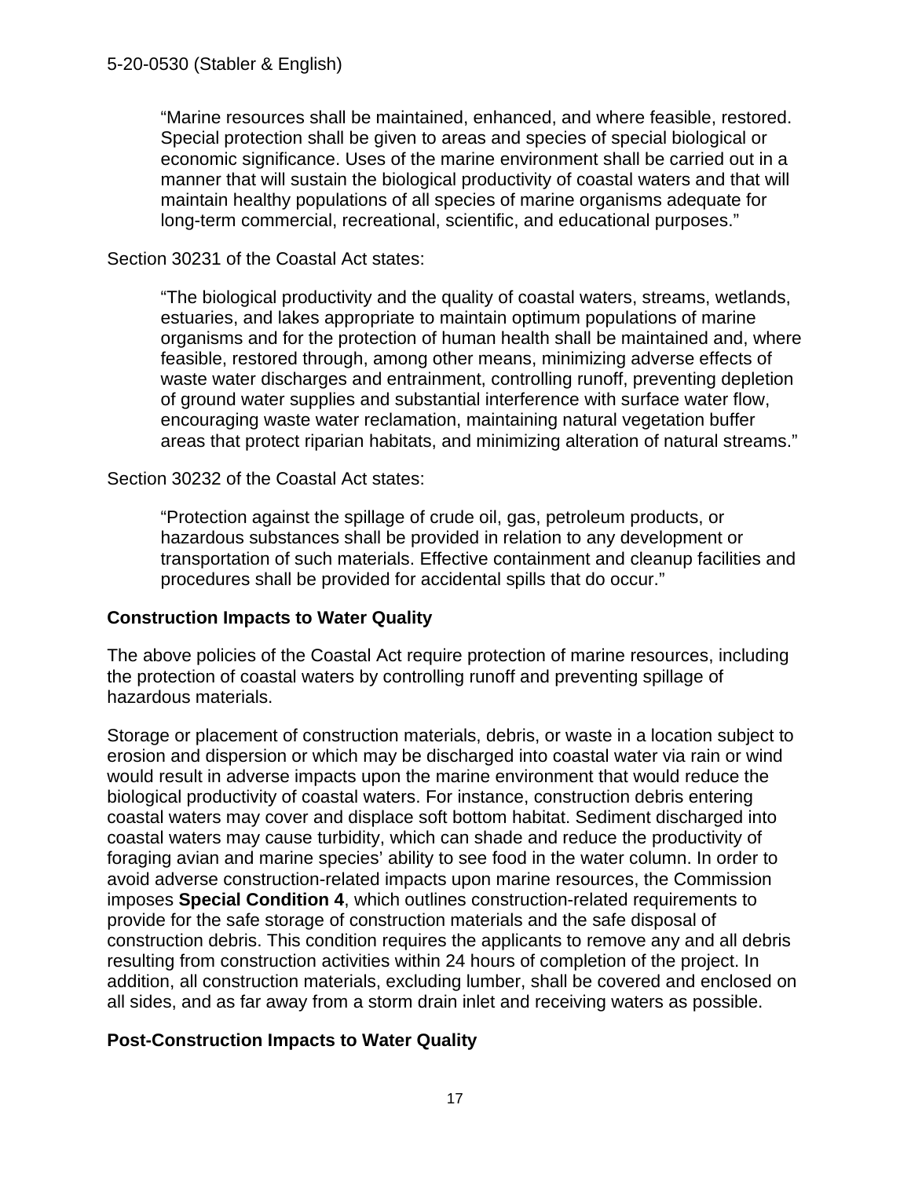> "Marine resources shall be maintained, enhanced, and where feasible, restored. Special protection shall be given to areas and species of special biological or economic significance. Uses of the marine environment shall be carried out in a manner that will sustain the biological productivity of coastal waters and that will maintain healthy populations of all species of marine organisms adequate for long-term commercial, recreational, scientific, and educational purposes."

Section 30231 of the Coastal Act states:

> "The biological productivity and the quality of coastal waters, streams, wetlands, estuaries, and lakes appropriate to maintain optimum populations of marine organisms and for the protection of human health shall be maintained and, where feasible, restored through, among other means, minimizing adverse effects of waste water discharges and entrainment, controlling runoff, preventing depletion of ground water supplies and substantial interference with surface water flow, encouraging waste water reclamation, maintaining natural vegetation buffer areas that protect riparian habitats, and minimizing alteration of natural streams."

Section 30232 of the Coastal Act states:

> "Protection against the spillage of crude oil, gas, petroleum products, or hazardous substances shall be provided in relation to any development or transportation of such materials. Effective containment and cleanup facilities and procedures shall be provided for accidental spills that do occur."

**Construction Impacts to Water Quality**

The above policies of the Coastal Act require protection of marine resources, including the protection of coastal waters by controlling runoff and preventing spillage of hazardous materials.

Storage or placement of construction materials, debris, or waste in a location subject to erosion and dispersion or which may be discharged into coastal water via rain or wind would result in adverse impacts upon the marine environment that would reduce the biological productivity of coastal waters. For instance, construction debris entering coastal waters may cover and displace soft bottom habitat. Sediment discharged into coastal waters may cause turbidity, which can shade and reduce the productivity of foraging avian and marine species' ability to see food in the water column. In order to avoid adverse construction-related impacts upon marine resources, the Commission imposes **Special Condition 4**, which outlines construction-related requirements to provide for the safe storage of construction materials and the safe disposal of construction debris. This condition requires the applicants to remove any and all debris resulting from construction activities within 24 hours of completion of the project. In addition, all construction materials, excluding lumber, shall be covered and enclosed on all sides, and as far away from a storm drain inlet and receiving waters as possible.

**Post-Construction Impacts to Water Quality**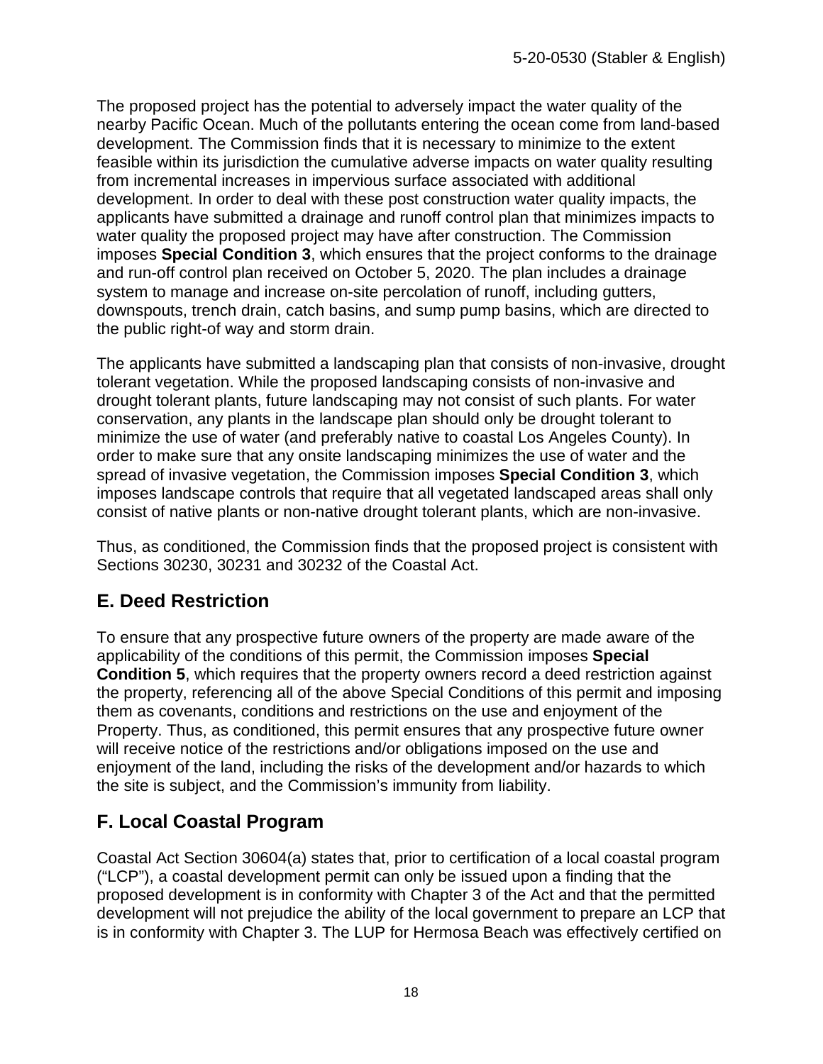The proposed project has the potential to adversely impact the water quality of the nearby Pacific Ocean. Much of the pollutants entering the ocean come from land-based development. The Commission finds that it is necessary to minimize to the extent feasible within its jurisdiction the cumulative adverse impacts on water quality resulting from incremental increases in impervious surface associated with additional development. In order to deal with these post construction water quality impacts, the applicants have submitted a drainage and runoff control plan that minimizes impacts to water quality the proposed project may have after construction. The Commission imposes **Special Condition 3**, which ensures that the project conforms to the drainage and run-off control plan received on October 5, 2020. The plan includes a drainage system to manage and increase on-site percolation of runoff, including gutters, downspouts, trench drain, catch basins, and sump pump basins, which are directed to the public right-of way and storm drain.

The applicants have submitted a landscaping plan that consists of non-invasive, drought tolerant vegetation. While the proposed landscaping consists of non-invasive and drought tolerant plants, future landscaping may not consist of such plants. For water conservation, any plants in the landscape plan should only be drought tolerant to minimize the use of water (and preferably native to coastal Los Angeles County). In order to make sure that any onsite landscaping minimizes the use of water and the spread of invasive vegetation, the Commission imposes **Special Condition 3**, which imposes landscape controls that require that all vegetated landscaped areas shall only consist of native plants or non-native drought tolerant plants, which are non-invasive.

Thus, as conditioned, the Commission finds that the proposed project is consistent with Sections 30230, 30231 and 30232 of the Coastal Act.

## E. Deed Restriction

To ensure that any prospective future owners of the property are made aware of the applicability of the conditions of this permit, the Commission imposes **Special Condition 5**, which requires that the property owners record a deed restriction against the property, referencing all of the above Special Conditions of this permit and imposing them as covenants, conditions and restrictions on the use and enjoyment of the Property. Thus, as conditioned, this permit ensures that any prospective future owner will receive notice of the restrictions and/or obligations imposed on the use and enjoyment of the land, including the risks of the development and/or hazards to which the site is subject, and the Commission's immunity from liability.

## F. Local Coastal Program

Coastal Act Section 30604(a) states that, prior to certification of a local coastal program ("LCP"), a coastal development permit can only be issued upon a finding that the proposed development is in conformity with Chapter 3 of the Act and that the permitted development will not prejudice the ability of the local government to prepare an LCP that is in conformity with Chapter 3. The LUP for Hermosa Beach was effectively certified on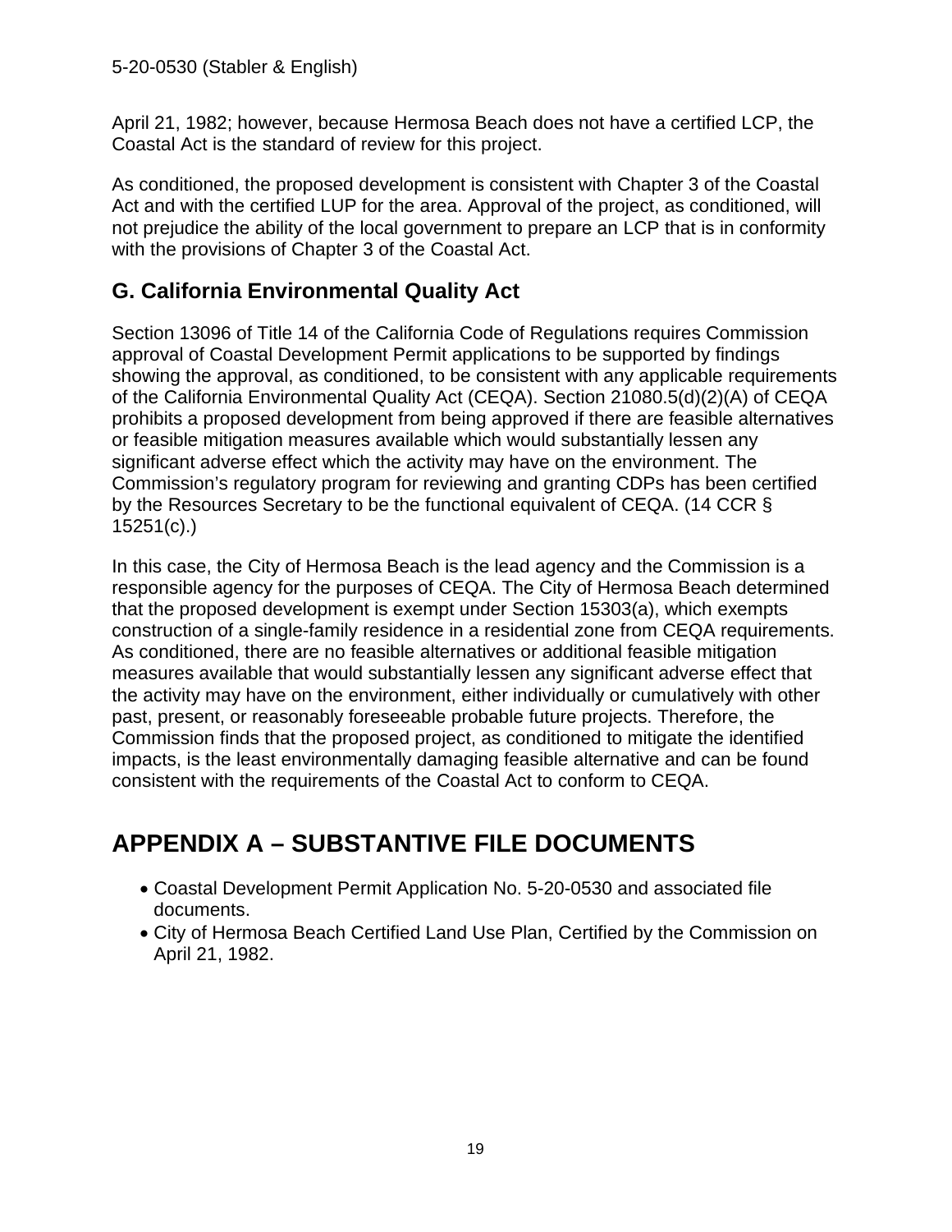April 21, 1982; however, because Hermosa Beach does not have a certified LCP, the Coastal Act is the standard of review for this project.

As conditioned, the proposed development is consistent with Chapter 3 of the Coastal Act and with the certified LUP for the area. Approval of the project, as conditioned, will not prejudice the ability of the local government to prepare an LCP that is in conformity with the provisions of Chapter 3 of the Coastal Act.

## G. California Environmental Quality Act

Section 13096 of Title 14 of the California Code of Regulations requires Commission approval of Coastal Development Permit applications to be supported by findings showing the approval, as conditioned, to be consistent with any applicable requirements of the California Environmental Quality Act (CEQA). Section 21080.5(d)(2)(A) of CEQA prohibits a proposed development from being approved if there are feasible alternatives or feasible mitigation measures available which would substantially lessen any significant adverse effect which the activity may have on the environment. The Commission's regulatory program for reviewing and granting CDPs has been certified by the Resources Secretary to be the functional equivalent of CEQA. (14 CCR § 15251(c).)

In this case, the City of Hermosa Beach is the lead agency and the Commission is a responsible agency for the purposes of CEQA. The City of Hermosa Beach determined that the proposed development is exempt under Section 15303(a), which exempts construction of a single-family residence in a residential zone from CEQA requirements. As conditioned, there are no feasible alternatives or additional feasible mitigation measures available that would substantially lessen any significant adverse effect that the activity may have on the environment, either individually or cumulatively with other past, present, or reasonably foreseeable probable future projects. Therefore, the Commission finds that the proposed project, as conditioned to mitigate the identified impacts, is the least environmentally damaging feasible alternative and can be found consistent with the requirements of the Coastal Act to conform to CEQA.

# APPENDIX A – SUBSTANTIVE FILE DOCUMENTS

- Coastal Development Permit Application No. 5-20-0530 and associated file documents.
- City of Hermosa Beach Certified Land Use Plan, Certified by the Commission on April 21, 1982.